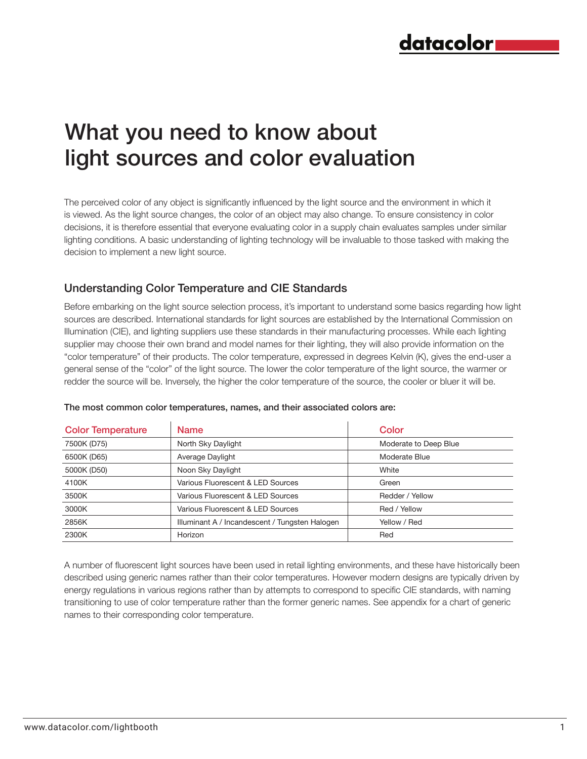# What you need to know about light sources and color evaluation

The perceived color of any object is significantly influenced by the light source and the environment in which it is viewed. As the light source changes, the color of an object may also change. To ensure consistency in color decisions, it is therefore essential that everyone evaluating color in a supply chain evaluates samples under similar lighting conditions. A basic understanding of lighting technology will be invaluable to those tasked with making the decision to implement a new light source.

## Understanding Color Temperature and CIE Standards

Before embarking on the light source selection process, it's important to understand some basics regarding how light sources are described. International standards for light sources are established by the International Commission on Illumination (CIE), and lighting suppliers use these standards in their manufacturing processes. While each lighting supplier may choose their own brand and model names for their lighting, they will also provide information on the "color temperature" of their products. The color temperature, expressed in degrees Kelvin (K), gives the end-user a general sense of the "color" of the light source. The lower the color temperature of the light source, the warmer or redder the source will be. Inversely, the higher the color temperature of the source, the cooler or bluer it will be.

**The most common color temperatures, names, and their associated colors are:**

| Color Temperature | Name | Color |
| --- | --- | --- |
| 7500K (D75) | North Sky Daylight | Moderate to Deep Blue |
| 6500K (D65) | Average Daylight | Moderate Blue |
| 5000K (D50) | Noon Sky Daylight | White |
| 4100K | Various Fluorescent & LED Sources | Green |
| 3500K | Various Fluorescent & LED Sources | Redder / Yellow |
| 3000K | Various Fluorescent & LED Sources | Red / Yellow |
| 2856K | Illuminant A / Incandescent / Tungsten Halogen | Yellow / Red |
| 2300K | Horizon | Red |

A number of fluorescent light sources have been used in retail lighting environments, and these have historically been described using generic names rather than their color temperatures. However modern designs are typically driven by energy regulations in various regions rather than by attempts to correspond to specific CIE standards, with naming transitioning to use of color temperature rather than the former generic names. See appendix for a chart of generic names to their corresponding color temperature.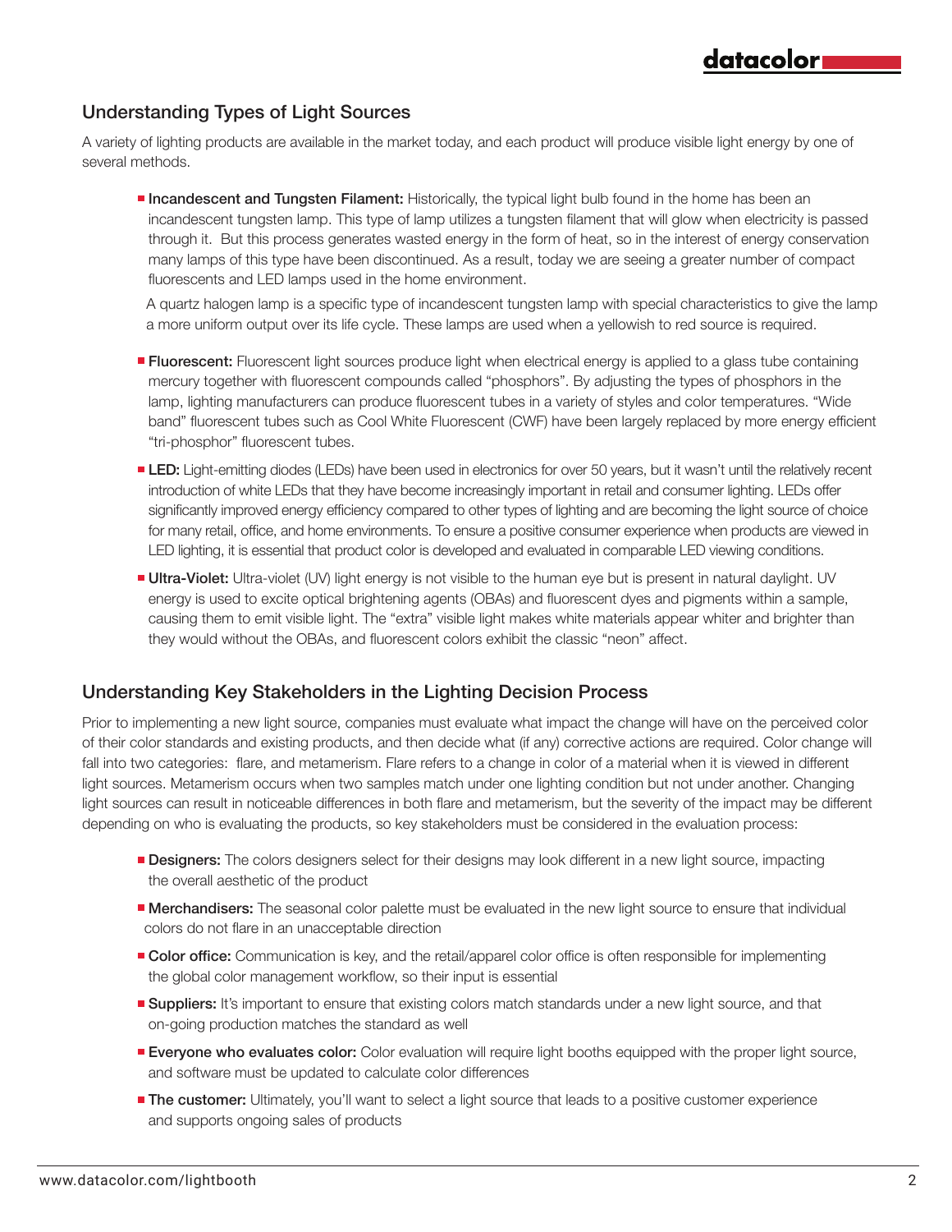## Understanding Types of Light Sources

A variety of lighting products are available in the market today, and each product will produce visible light energy by one of several methods.

- **Incandescent and Tungsten Filament:** Historically, the typical light bulb found in the home has been an incandescent tungsten lamp. This type of lamp utilizes a tungsten filament that will glow when electricity is passed through it. But this process generates wasted energy in the form of heat, so in the interest of energy conservation many lamps of this type have been discontinued. As a result, today we are seeing a greater number of compact fluorescents and LED lamps used in the home environment.

  A quartz halogen lamp is a specific type of incandescent tungsten lamp with special characteristics to give the lamp a more uniform output over its life cycle. These lamps are used when a yellowish to red source is required.

- **Fluorescent:** Fluorescent light sources produce light when electrical energy is applied to a glass tube containing mercury together with fluorescent compounds called "phosphors". By adjusting the types of phosphors in the lamp, lighting manufacturers can produce fluorescent tubes in a variety of styles and color temperatures. "Wide band" fluorescent tubes such as Cool White Fluorescent (CWF) have been largely replaced by more energy efficient "tri-phosphor" fluorescent tubes.

- **LED:** Light-emitting diodes (LEDs) have been used in electronics for over 50 years, but it wasn't until the relatively recent introduction of white LEDs that they have become increasingly important in retail and consumer lighting. LEDs offer significantly improved energy efficiency compared to other types of lighting and are becoming the light source of choice for many retail, office, and home environments. To ensure a positive consumer experience when products are viewed in LED lighting, it is essential that product color is developed and evaluated in comparable LED viewing conditions.

- **Ultra-Violet:** Ultra-violet (UV) light energy is not visible to the human eye but is present in natural daylight. UV energy is used to excite optical brightening agents (OBAs) and fluorescent dyes and pigments within a sample, causing them to emit visible light. The "extra" visible light makes white materials appear whiter and brighter than they would without the OBAs, and fluorescent colors exhibit the classic "neon" affect.

## Understanding Key Stakeholders in the Lighting Decision Process

Prior to implementing a new light source, companies must evaluate what impact the change will have on the perceived color of their color standards and existing products, and then decide what (if any) corrective actions are required. Color change will fall into two categories: flare, and metamerism. Flare refers to a change in color of a material when it is viewed in different light sources. Metamerism occurs when two samples match under one lighting condition but not under another. Changing light sources can result in noticeable differences in both flare and metamerism, but the severity of the impact may be different depending on who is evaluating the products, so key stakeholders must be considered in the evaluation process:

- **Designers:** The colors designers select for their designs may look different in a new light source, impacting the overall aesthetic of the product
- **Merchandisers:** The seasonal color palette must be evaluated in the new light source to ensure that individual colors do not flare in an unacceptable direction
- **Color office:** Communication is key, and the retail/apparel color office is often responsible for implementing the global color management workflow, so their input is essential
- **Suppliers:** It's important to ensure that existing colors match standards under a new light source, and that on-going production matches the standard as well
- **Everyone who evaluates color:** Color evaluation will require light booths equipped with the proper light source, and software must be updated to calculate color differences
- **The customer:** Ultimately, you'll want to select a light source that leads to a positive customer experience and supports ongoing sales of products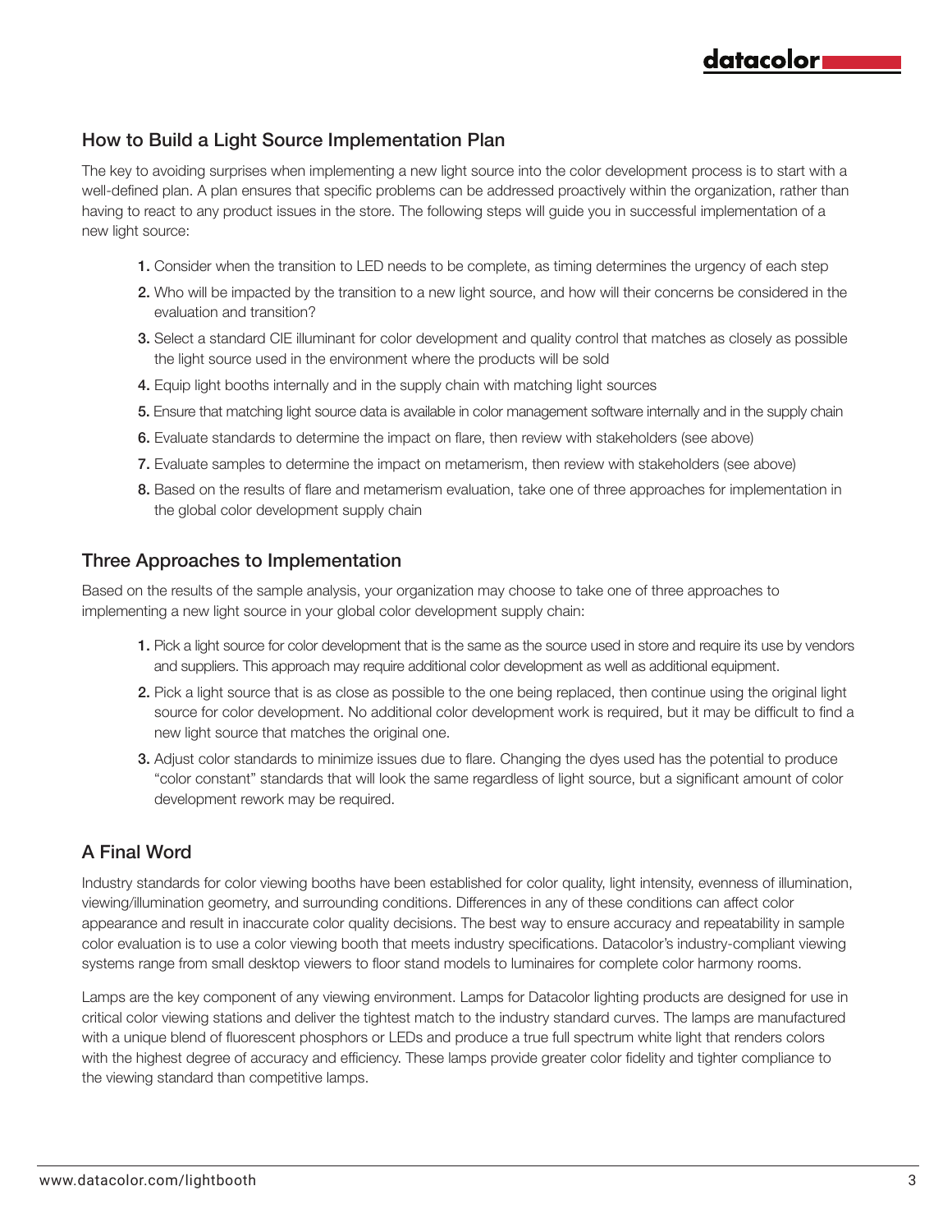## How to Build a Light Source Implementation Plan

The key to avoiding surprises when implementing a new light source into the color development process is to start with a well-defined plan. A plan ensures that specific problems can be addressed proactively within the organization, rather than having to react to any product issues in the store. The following steps will guide you in successful implementation of a new light source:

1. Consider when the transition to LED needs to be complete, as timing determines the urgency of each step
2. Who will be impacted by the transition to a new light source, and how will their concerns be considered in the evaluation and transition?
3. Select a standard CIE illuminant for color development and quality control that matches as closely as possible the light source used in the environment where the products will be sold
4. Equip light booths internally and in the supply chain with matching light sources
5. Ensure that matching light source data is available in color management software internally and in the supply chain
6. Evaluate standards to determine the impact on flare, then review with stakeholders (see above)
7. Evaluate samples to determine the impact on metamerism, then review with stakeholders (see above)
8. Based on the results of flare and metamerism evaluation, take one of three approaches for implementation in the global color development supply chain

## Three Approaches to Implementation

Based on the results of the sample analysis, your organization may choose to take one of three approaches to implementing a new light source in your global color development supply chain:

1. Pick a light source for color development that is the same as the source used in store and require its use by vendors and suppliers. This approach may require additional color development as well as additional equipment.
2. Pick a light source that is as close as possible to the one being replaced, then continue using the original light source for color development. No additional color development work is required, but it may be difficult to find a new light source that matches the original one.
3. Adjust color standards to minimize issues due to flare. Changing the dyes used has the potential to produce "color constant" standards that will look the same regardless of light source, but a significant amount of color development rework may be required.

## A Final Word

Industry standards for color viewing booths have been established for color quality, light intensity, evenness of illumination, viewing/illumination geometry, and surrounding conditions. Differences in any of these conditions can affect color appearance and result in inaccurate color quality decisions. The best way to ensure accuracy and repeatability in sample color evaluation is to use a color viewing booth that meets industry specifications. Datacolor's industry-compliant viewing systems range from small desktop viewers to floor stand models to luminaires for complete color harmony rooms.

Lamps are the key component of any viewing environment. Lamps for Datacolor lighting products are designed for use in critical color viewing stations and deliver the tightest match to the industry standard curves. The lamps are manufactured with a unique blend of fluorescent phosphors or LEDs and produce a true full spectrum white light that renders colors with the highest degree of accuracy and efficiency. These lamps provide greater color fidelity and tighter compliance to the viewing standard than competitive lamps.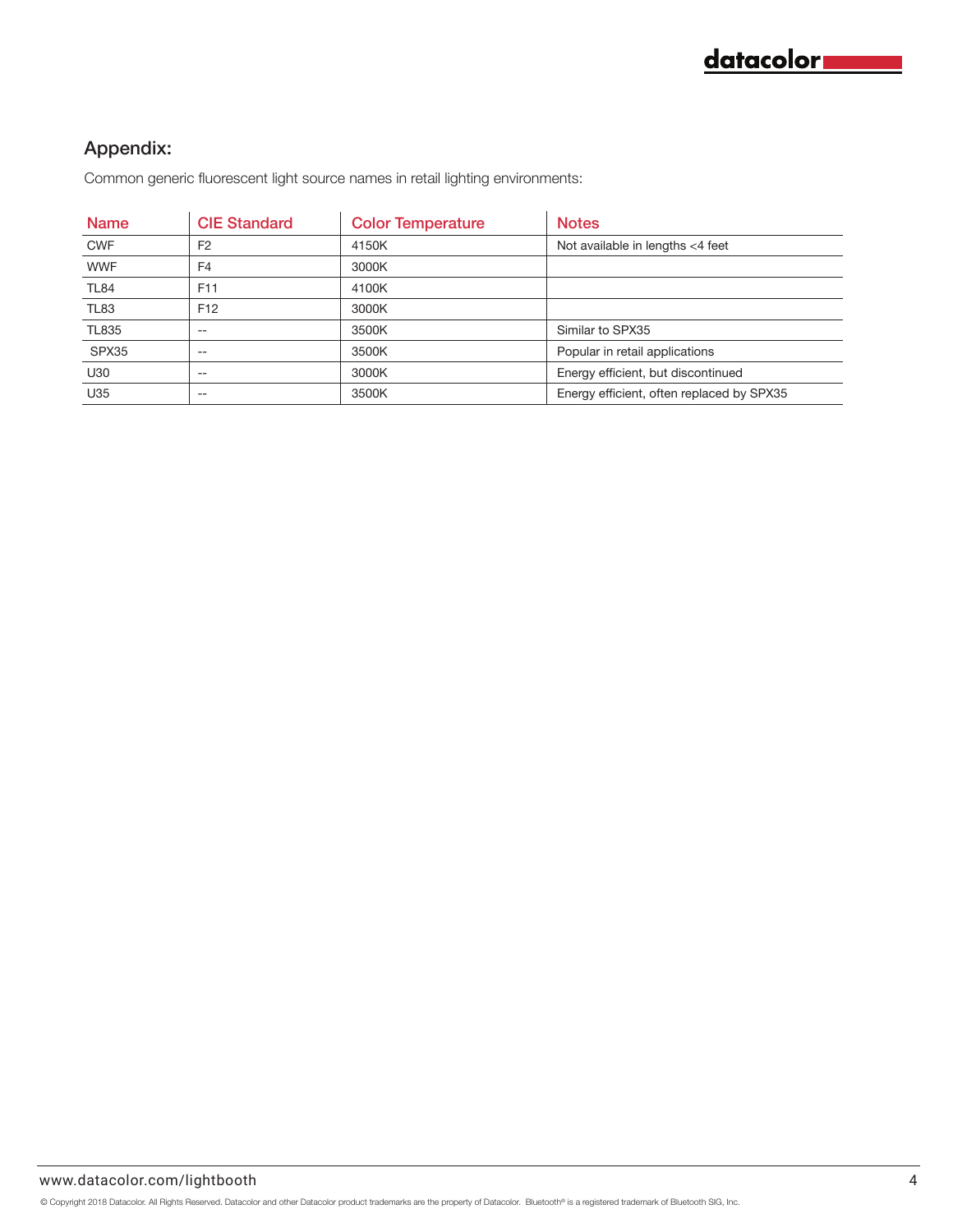## Appendix:

Common generic fluorescent light source names in retail lighting environments:

| Name | CIE Standard | Color Temperature | Notes |
|---|---|---|---|
| CWF | F2 | 4150K | Not available in lengths <4 feet |
| WWF | F4 | 3000K | |
| TL84 | F11 | 4100K | |
| TL83 | F12 | 3000K | |
| TL835 | -- | 3500K | Similar to SPX35 |
| SPX35 | -- | 3500K | Popular in retail applications |
| U30 | -- | 3000K | Energy efficient, but discontinued |
| U35 | -- | 3500K | Energy efficient, often replaced by SPX35 |

www.datacolor.com/lightbooth

© Copyright 2018 Datacolor. All Rights Reserved. Datacolor and other Datacolor product trademarks are the property of Datacolor. Bluetooth® is a registered trademark of Bluetooth SIG, Inc.